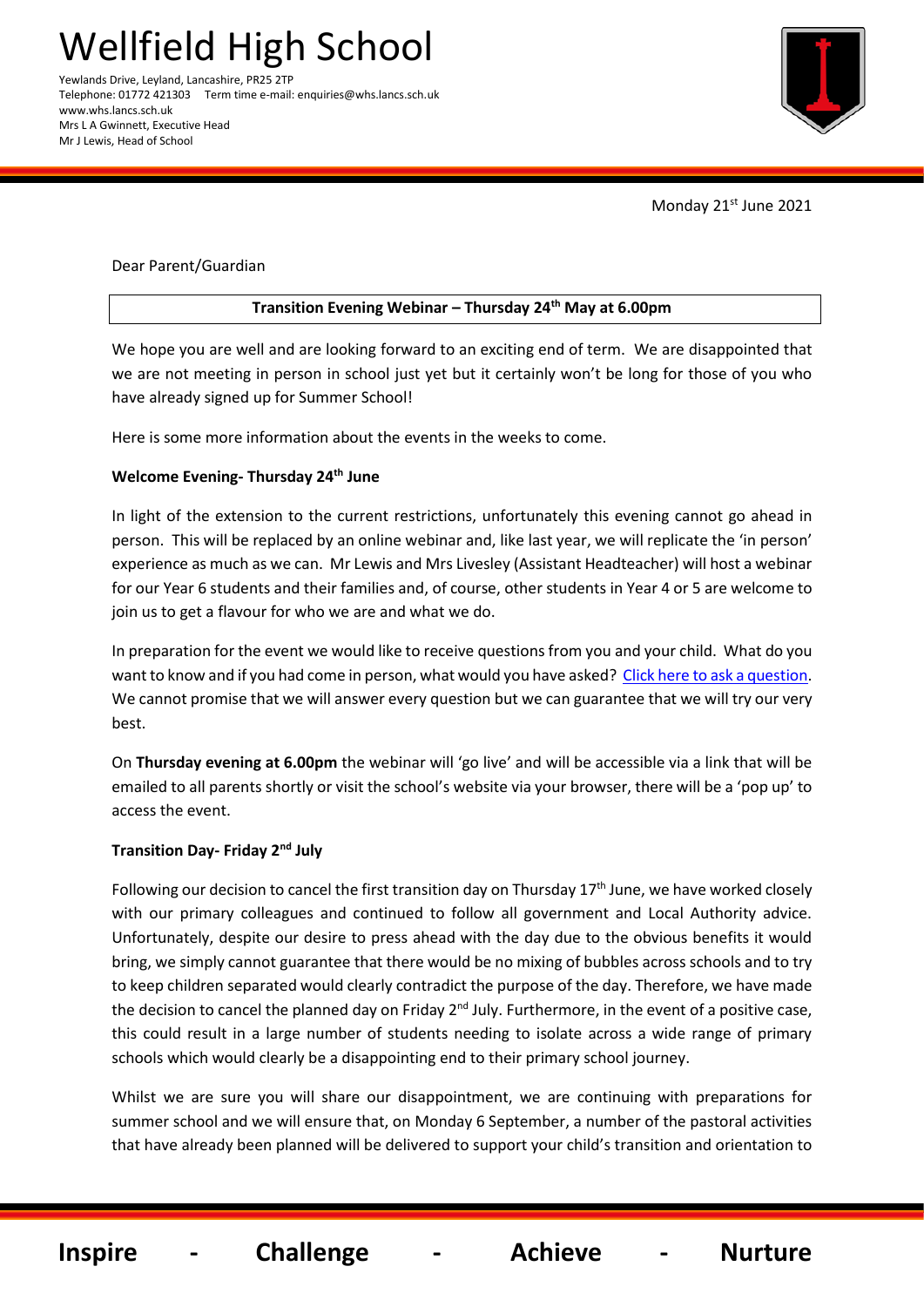# Wellfield High School

Yewlands Drive, Leyland, Lancashire, PR25 2TP
Telephone: 01772 421303 Term time e-mail: enquiries@whs.lancs.sch.uk
www.whs.lancs.sch.uk
Mrs L A Gwinnett, Executive Head
Mr J Lewis, Head of School

Monday 21st June 2021

Dear Parent/Guardian

**Transition Evening Webinar – Thursday 24th May at 6.00pm**

We hope you are well and are looking forward to an exciting end of term. We are disappointed that we are not meeting in person in school just yet but it certainly won't be long for those of you who have already signed up for Summer School!

Here is some more information about the events in the weeks to come.

**Welcome Evening- Thursday 24th June**

In light of the extension to the current restrictions, unfortunately this evening cannot go ahead in person. This will be replaced by an online webinar and, like last year, we will replicate the 'in person' experience as much as we can. Mr Lewis and Mrs Livesley (Assistant Headteacher) will host a webinar for our Year 6 students and their families and, of course, other students in Year 4 or 5 are welcome to join us to get a flavour for who we are and what we do.

In preparation for the event we would like to receive questions from you and your child. What do you want to know and if you had come in person, what would you have asked? Click here to ask a question. We cannot promise that we will answer every question but we can guarantee that we will try our very best.

On **Thursday evening at 6.00pm** the webinar will 'go live' and will be accessible via a link that will be emailed to all parents shortly or visit the school's website via your browser, there will be a 'pop up' to access the event.

**Transition Day- Friday 2nd July**

Following our decision to cancel the first transition day on Thursday 17th June, we have worked closely with our primary colleagues and continued to follow all government and Local Authority advice. Unfortunately, despite our desire to press ahead with the day due to the obvious benefits it would bring, we simply cannot guarantee that there would be no mixing of bubbles across schools and to try to keep children separated would clearly contradict the purpose of the day. Therefore, we have made the decision to cancel the planned day on Friday 2nd July. Furthermore, in the event of a positive case, this could result in a large number of students needing to isolate across a wide range of primary schools which would clearly be a disappointing end to their primary school journey.

Whilst we are sure you will share our disappointment, we are continuing with preparations for summer school and we will ensure that, on Monday 6 September, a number of the pastoral activities that have already been planned will be delivered to support your child's transition and orientation to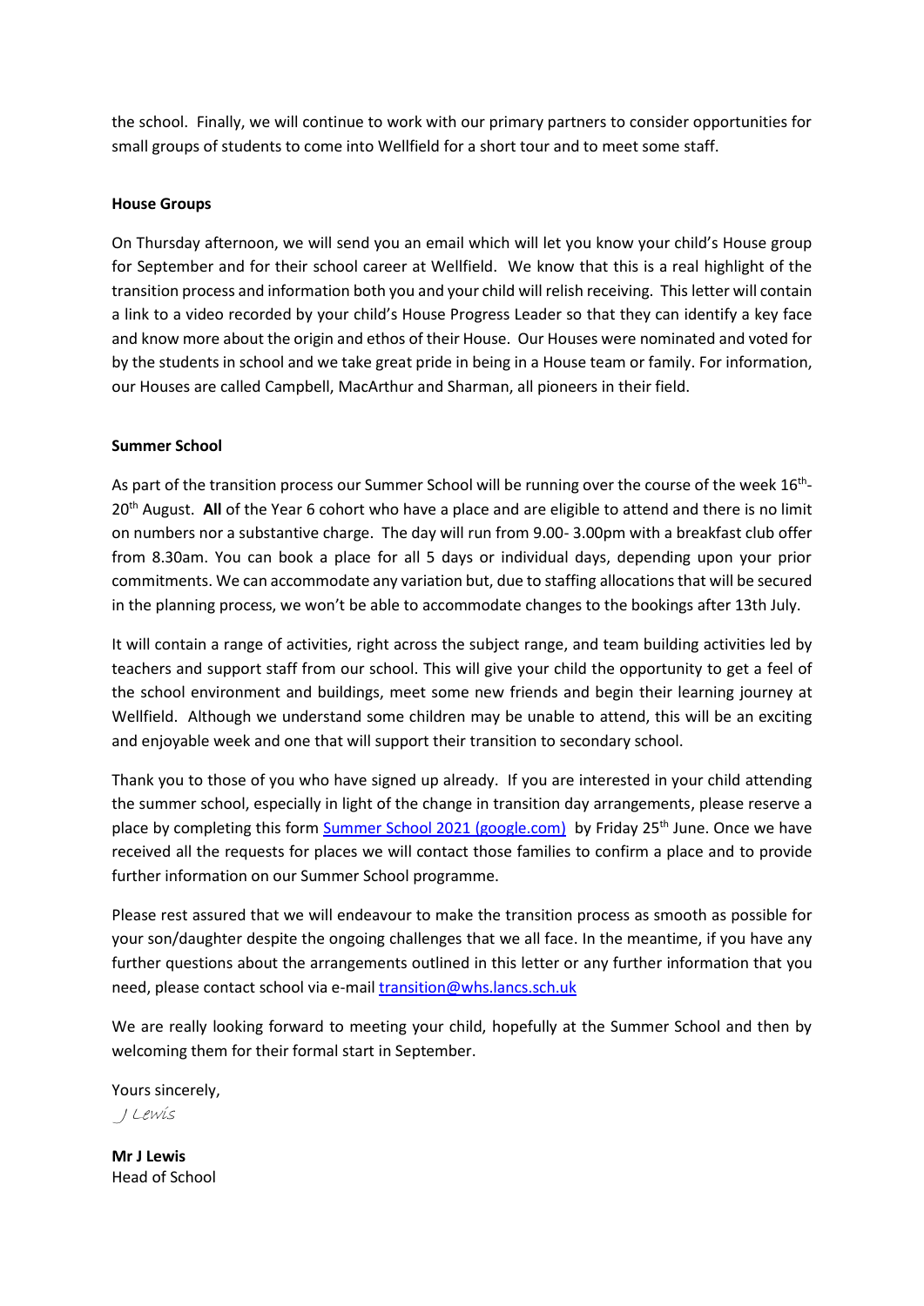the school. Finally, we will continue to work with our primary partners to consider opportunities for small groups of students to come into Wellfield for a short tour and to meet some staff.

**House Groups**

On Thursday afternoon, we will send you an email which will let you know your child's House group for September and for their school career at Wellfield. We know that this is a real highlight of the transition process and information both you and your child will relish receiving. This letter will contain a link to a video recorded by your child's House Progress Leader so that they can identify a key face and know more about the origin and ethos of their House. Our Houses were nominated and voted for by the students in school and we take great pride in being in a House team or family. For information, our Houses are called Campbell, MacArthur and Sharman, all pioneers in their field.

**Summer School**

As part of the transition process our Summer School will be running over the course of the week 16th-20th August. **All** of the Year 6 cohort who have a place and are eligible to attend and there is no limit on numbers nor a substantive charge. The day will run from 9.00- 3.00pm with a breakfast club offer from 8.30am. You can book a place for all 5 days or individual days, depending upon your prior commitments. We can accommodate any variation but, due to staffing allocations that will be secured in the planning process, we won't be able to accommodate changes to the bookings after 13th July.

It will contain a range of activities, right across the subject range, and team building activities led by teachers and support staff from our school. This will give your child the opportunity to get a feel of the school environment and buildings, meet some new friends and begin their learning journey at Wellfield. Although we understand some children may be unable to attend, this will be an exciting and enjoyable week and one that will support their transition to secondary school.

Thank you to those of you who have signed up already. If you are interested in your child attending the summer school, especially in light of the change in transition day arrangements, please reserve a place by completing this form Summer School 2021 (google.com) by Friday 25th June. Once we have received all the requests for places we will contact those families to confirm a place and to provide further information on our Summer School programme.

Please rest assured that we will endeavour to make the transition process as smooth as possible for your son/daughter despite the ongoing challenges that we all face. In the meantime, if you have any further questions about the arrangements outlined in this letter or any further information that you need, please contact school via e-mail transition@whs.lancs.sch.uk

We are really looking forward to meeting your child, hopefully at the Summer School and then by welcoming them for their formal start in September.

Yours sincerely,

*J Lewis*

**Mr J Lewis**
Head of School